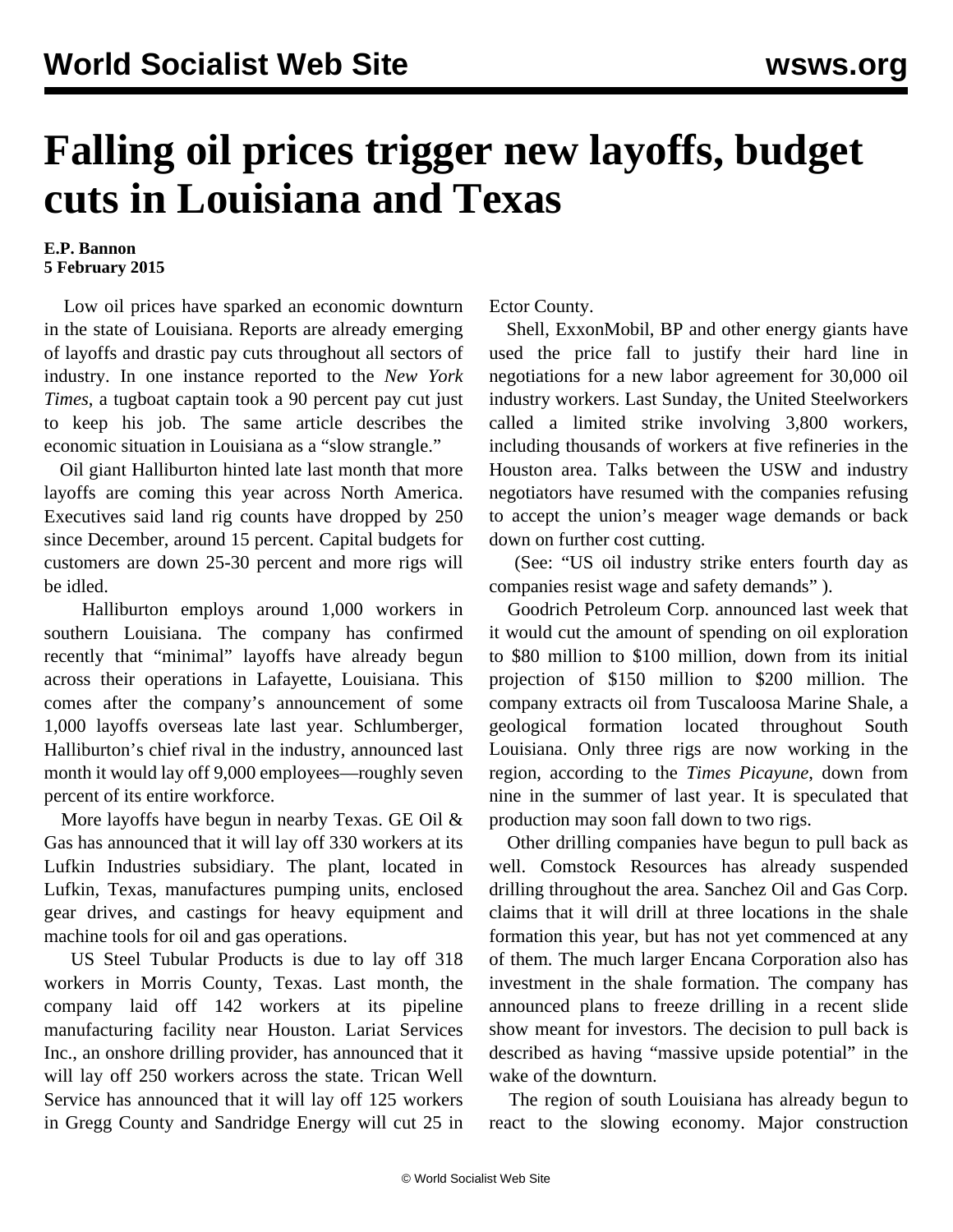# Falling oil prices trigger new layoffs, budget cuts in Louisiana and Texas

**E.P. Bannon**
**5 February 2015**

Low oil prices have sparked an economic downturn in the state of Louisiana. Reports are already emerging of layoffs and drastic pay cuts throughout all sectors of industry. In one instance reported to the *New York Times*, a tugboat captain took a 90 percent pay cut just to keep his job. The same article describes the economic situation in Louisiana as a "slow strangle."

Oil giant Halliburton hinted late last month that more layoffs are coming this year across North America. Executives said land rig counts have dropped by 250 since December, around 15 percent. Capital budgets for customers are down 25-30 percent and more rigs will be idled.

Halliburton employs around 1,000 workers in southern Louisiana. The company has confirmed recently that "minimal" layoffs have already begun across their operations in Lafayette, Louisiana. This comes after the company's announcement of some 1,000 layoffs overseas late last year. Schlumberger, Halliburton's chief rival in the industry, announced last month it would lay off 9,000 employees—roughly seven percent of its entire workforce.

More layoffs have begun in nearby Texas. GE Oil & Gas has announced that it will lay off 330 workers at its Lufkin Industries subsidiary. The plant, located in Lufkin, Texas, manufactures pumping units, enclosed gear drives, and castings for heavy equipment and machine tools for oil and gas operations.

US Steel Tubular Products is due to lay off 318 workers in Morris County, Texas. Last month, the company laid off 142 workers at its pipeline manufacturing facility near Houston. Lariat Services Inc., an onshore drilling provider, has announced that it will lay off 250 workers across the state. Trican Well Service has announced that it will lay off 125 workers in Gregg County and Sandridge Energy will cut 25 in Ector County.

Shell, ExxonMobil, BP and other energy giants have used the price fall to justify their hard line in negotiations for a new labor agreement for 30,000 oil industry workers. Last Sunday, the United Steelworkers called a limited strike involving 3,800 workers, including thousands of workers at five refineries in the Houston area. Talks between the USW and industry negotiators have resumed with the companies refusing to accept the union's meager wage demands or back down on further cost cutting.

(See: "US oil industry strike enters fourth day as companies resist wage and safety demands" ).

Goodrich Petroleum Corp. announced last week that it would cut the amount of spending on oil exploration to $80 million to $100 million, down from its initial projection of $150 million to $200 million. The company extracts oil from Tuscaloosa Marine Shale, a geological formation located throughout South Louisiana. Only three rigs are now working in the region, according to the *Times Picayune*, down from nine in the summer of last year. It is speculated that production may soon fall down to two rigs.

Other drilling companies have begun to pull back as well. Comstock Resources has already suspended drilling throughout the area. Sanchez Oil and Gas Corp. claims that it will drill at three locations in the shale formation this year, but has not yet commenced at any of them. The much larger Encana Corporation also has investment in the shale formation. The company has announced plans to freeze drilling in a recent slide show meant for investors. The decision to pull back is described as having "massive upside potential" in the wake of the downturn.

The region of south Louisiana has already begun to react to the slowing economy. Major construction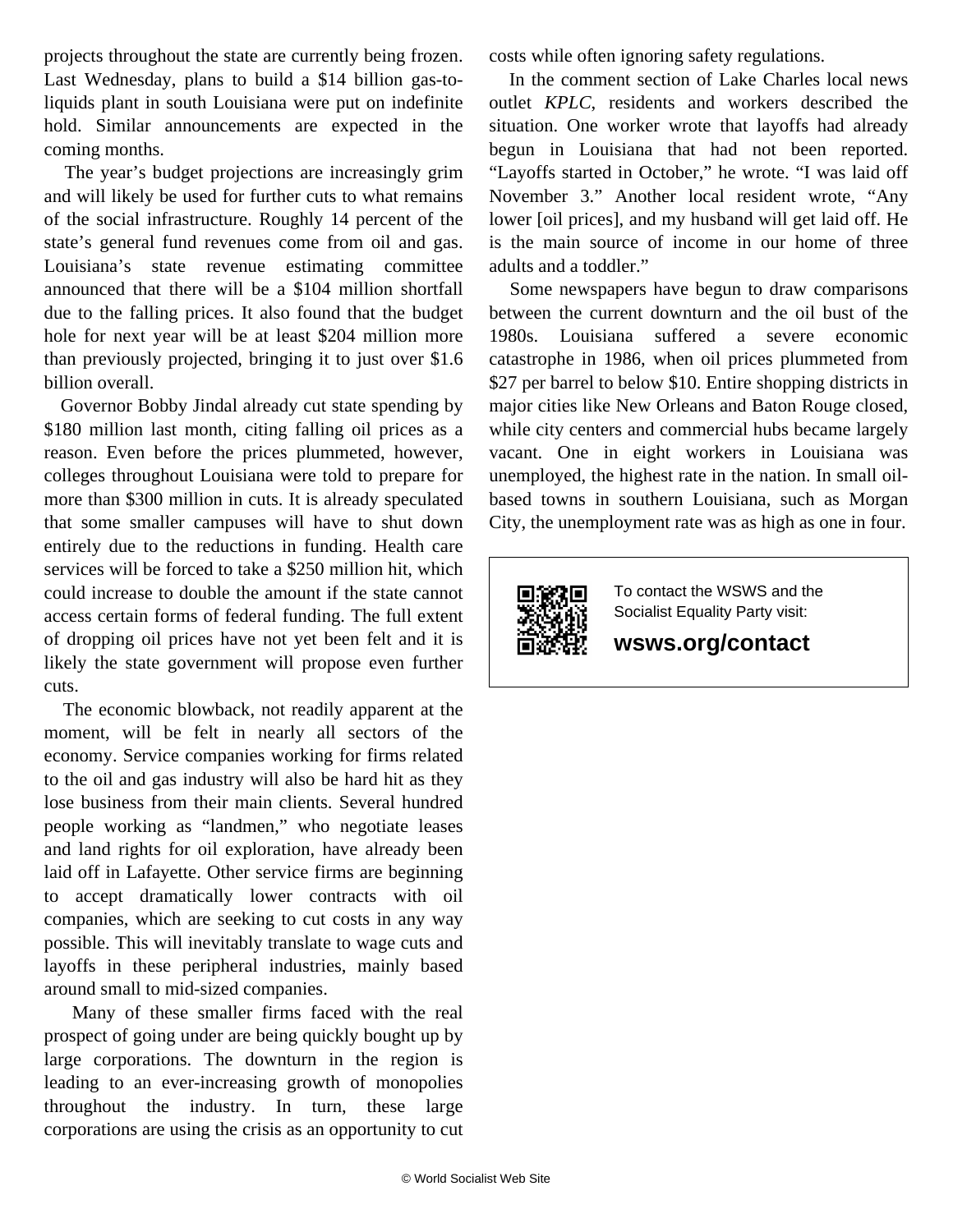projects throughout the state are currently being frozen. Last Wednesday, plans to build a $14 billion gas-to-liquids plant in south Louisiana were put on indefinite hold. Similar announcements are expected in the coming months.

The year's budget projections are increasingly grim and will likely be used for further cuts to what remains of the social infrastructure. Roughly 14 percent of the state's general fund revenues come from oil and gas. Louisiana's state revenue estimating committee announced that there will be a $104 million shortfall due to the falling prices. It also found that the budget hole for next year will be at least $204 million more than previously projected, bringing it to just over $1.6 billion overall.

Governor Bobby Jindal already cut state spending by $180 million last month, citing falling oil prices as a reason. Even before the prices plummeted, however, colleges throughout Louisiana were told to prepare for more than $300 million in cuts. It is already speculated that some smaller campuses will have to shut down entirely due to the reductions in funding. Health care services will be forced to take a $250 million hit, which could increase to double the amount if the state cannot access certain forms of federal funding. The full extent of dropping oil prices have not yet been felt and it is likely the state government will propose even further cuts.

The economic blowback, not readily apparent at the moment, will be felt in nearly all sectors of the economy. Service companies working for firms related to the oil and gas industry will also be hard hit as they lose business from their main clients. Several hundred people working as "landmen," who negotiate leases and land rights for oil exploration, have already been laid off in Lafayette. Other service firms are beginning to accept dramatically lower contracts with oil companies, which are seeking to cut costs in any way possible. This will inevitably translate to wage cuts and layoffs in these peripheral industries, mainly based around small to mid-sized companies.

Many of these smaller firms faced with the real prospect of going under are being quickly bought up by large corporations. The downturn in the region is leading to an ever-increasing growth of monopolies throughout the industry. In turn, these large corporations are using the crisis as an opportunity to cut costs while often ignoring safety regulations.

In the comment section of Lake Charles local news outlet *KPLC*, residents and workers described the situation. One worker wrote that layoffs had already begun in Louisiana that had not been reported. "Layoffs started in October," he wrote. "I was laid off November 3." Another local resident wrote, "Any lower [oil prices], and my husband will get laid off. He is the main source of income in our home of three adults and a toddler."

Some newspapers have begun to draw comparisons between the current downturn and the oil bust of the 1980s. Louisiana suffered a severe economic catastrophe in 1986, when oil prices plummeted from $27 per barrel to below $10. Entire shopping districts in major cities like New Orleans and Baton Rouge closed, while city centers and commercial hubs became largely vacant. One in eight workers in Louisiana was unemployed, the highest rate in the nation. In small oil-based towns in southern Louisiana, such as Morgan City, the unemployment rate was as high as one in four.

To contact the WSWS and the Socialist Equality Party visit:

**wsws.org/contact**